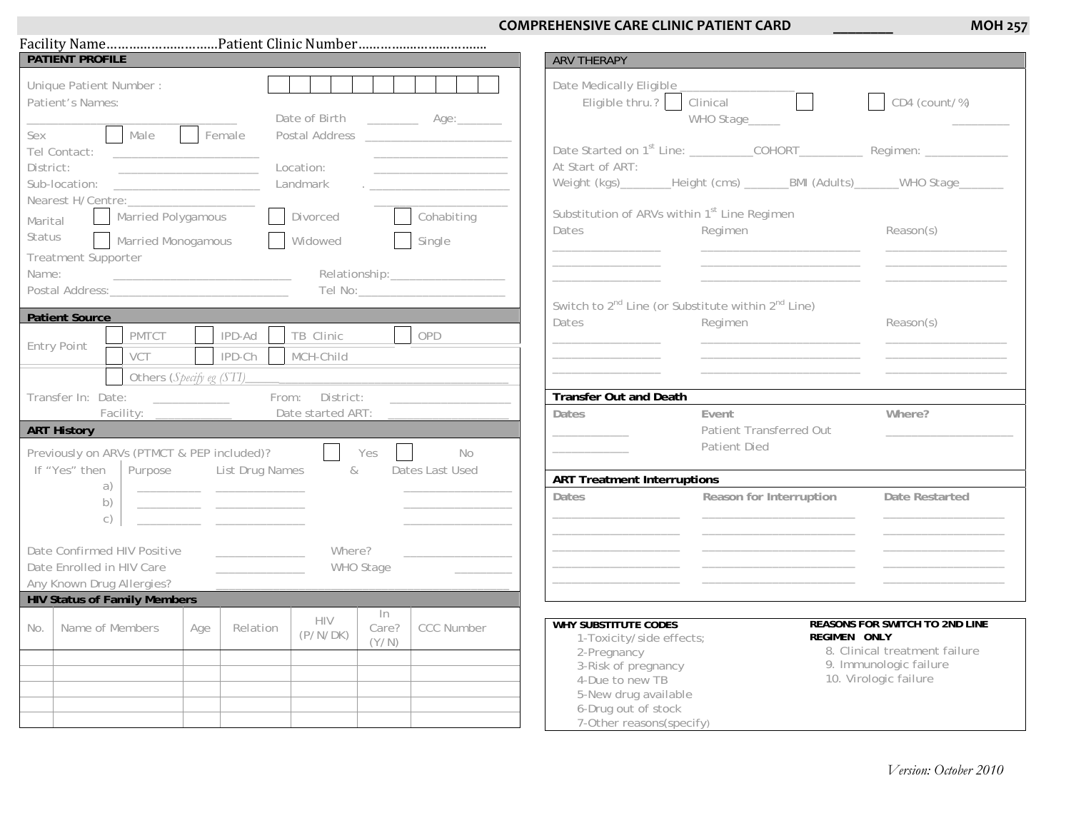# COMPREHENSIVE CARE CLINIC PATIENT CARD ________ MOH 257

Facility Name…………………………Patient Clinic Number……………………………..

## PATIENT PROFILE

Unique Patient Number : ☐☐☐☐☐☐☐☐☐☐☐

Patient's Names: ____________________________ Date of Birth ________ Age:_______

Sex ☐ Male ☐ Female Postal Address ______________________

Tel Contact: ______________________ ______________________

District: ______________________ Location: ______________________

Sub-location: ______________________ Landmark . ______________________

Nearest H/Centre:______________________ ______________________

Marital Status

☐ Married Polygamous ☐ Divorced ☐ Cohabiting

☐ Married Monogamous ☐ Widowed ☐ Single

Treatment Supporter

Name: ____________________________ Relationship:__________________

Postal Address:____________________________ Tel No:________________________

## Patient Source

Entry Point

☐ PMTCT ☐ IPD-Ad ☐ TB Clinic ☐ OPD

☐ VCT ☐ IPD-Ch ☐ MCH-Child

☐ Others (*Specify eg (STI)*______________________________________

Transfer In: Date: ___________ From: District: ____________________

Facility: ____________ Date started ART: ____________________

## ART History

Previously on ARVs (PTMCT & PEP included)? ☐ Yes ☐ No

If "Yes" then

| | Purpose | List Drug Names | & | Dates Last Used |
|---|---|---|---|---|
| a) | _________ | ______________ | | ________________ |
| b) | _________ | ______________ | | ________________ |
| c) | _________ | ______________ | | ________________ |

Date Confirmed HIV Positive ______________ Where? ________________

Date Enrolled in HIV Care ______________ WHO Stage _________

Any Known Drug Allergies? ____________________________________________

## HIV Status of Family Members

| No. | Name of Members | Age | Relation | HIV (P/N/DK) | In Care? (Y/N) | CCC Number |
|---|---|---|---|---|---|---|
| | | | | | | |
| | | | | | | |
| | | | | | | |
| | | | | | | |
| | | | | | | |

## ARV THERAPY

Date Medically Eligible __________________

Eligible thru.? ☐ Clinical ☐ WHO Stage_____ ☐ CD4 (count/%) _________

Date Started on 1st Line: __________COHORT__________ Regimen: _____________

At Start of ART:

Weight (kgs)________Height (cms) _______BMI (Adults)_______WHO Stage_______

Substitution of ARVs within 1st Line Regimen

| Dates | Regimen | Reason(s) |
|---|---|---|
| ________________ | ________________________ | __________________ |
| ________________ | ________________________ | __________________ |
| ________________ | ________________________ | __________________ |

Switch to 2nd Line (or Substitute within 2nd Line)

| Dates | Regimen | Reason(s) |
|---|---|---|
| ________________ | ________________________ | __________________ |
| ________________ | ________________________ | __________________ |
| ________________ | ________________________ | __________________ |

## Transfer Out and Death

| Dates | Event | Where? |
|---|---|---|
| ___________ | Patient Transferred Out | __________________ |
| ___________ | Patient Died | |

## ART Treatment Interruptions

| Dates | Reason for Interruption | Date Restarted |
|---|---|---|
| ___________________ | ______________________ | __________________ |
| ___________________ | ______________________ | __________________ |
| ___________________ | ______________________ | __________________ |
| ___________________ | ______________________ | __________________ |
| ___________________ | ______________________ | __________________ |

**WHY SUBSTITUTE CODES**

1-Toxicity/side effects;
2-Pregnancy
3-Risk of pregnancy
4-Due to new TB
5-New drug available
6-Drug out of stock
7-Other reasons(specify)

**REASONS FOR SWITCH TO 2ND LINE REGIMEN ONLY**

8. Clinical treatment failure
9. Immunologic failure
10. Virologic failure

*Version: October 2010*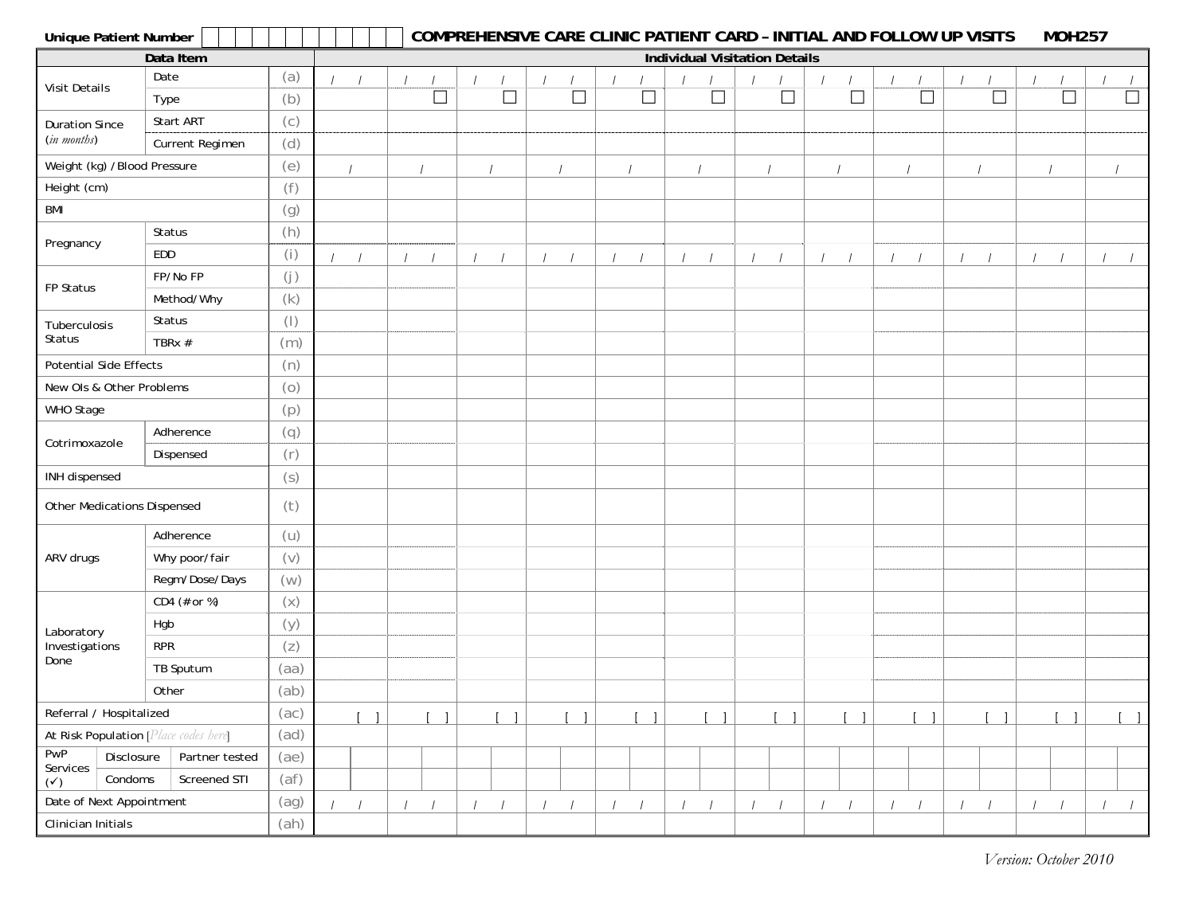**Unique Patient Number** | | | | | | | | | | | | **COMPREHENSIVE CARE CLINIC PATIENT CARD – INITIAL AND FOLLOW UP VISITS** **MOH257**

| Data Item | | | Individual Visitation Details | | | | | | | | | | | |
|---|---|---|---|---|---|---|---|---|---|---|---|---|---|---|
| Visit Details | Date | (a) | / / | / / | / / | / / | / / | / / | / / | / / | / / | / / | / / | / / |
| | Type | (b) | | ☐ | ☐ | ☐ | ☐ | ☐ | ☐ | ☐ | ☐ | ☐ | ☐ | ☐ |
| Duration Since (*in months*) | Start ART | (c) | | | | | | | | | | | | |
| | Current Regimen | (d) | | | | | | | | | | | | |
| Weight (kg) / Blood Pressure | | (e) | / | / | / | / | / | / | / | / | / | / | / | / |
| Height (cm) | | (f) | | | | | | | | | | | | |
| BMI | | (g) | | | | | | | | | | | | |
| Pregnancy | Status | (h) | | | | | | | | | | | | |
| | EDD | (i) | / / | / / | / / | / / | / / | / / | / / | / / | / / | / / | / / | / / |
| FP Status | FP/No FP | (j) | | | | | | | | | | | | |
| | Method/Why | (k) | | | | | | | | | | | | |
| Tuberculosis Status | Status | (l) | | | | | | | | | | | | |
| | TBRx # | (m) | | | | | | | | | | | | |
| Potential Side Effects | | (n) | | | | | | | | | | | | |
| New OIs & Other Problems | | (o) | | | | | | | | | | | | |
| WHO Stage | | (p) | | | | | | | | | | | | |
| Cotrimoxazole | Adherence | (q) | | | | | | | | | | | | |
| | Dispensed | (r) | | | | | | | | | | | | |
| INH dispensed | | (s) | | | | | | | | | | | | |
| Other Medications Dispensed | | (t) | | | | | | | | | | | | |
| ARV drugs | Adherence | (u) | | | | | | | | | | | | |
| | Why poor/fair | (v) | | | | | | | | | | | | |
| | Regm/Dose/Days | (w) | | | | | | | | | | | | |
| Laboratory Investigations Done | CD4 (# or %) | (x) | | | | | | | | | | | | |
| | Hgb | (y) | | | | | | | | | | | | |
| | RPR | (z) | | | | | | | | | | | | |
| | TB Sputum | (aa) | | | | | | | | | | | | |
| | Other | (ab) | | | | | | | | | | | | |
| Referral / Hospitalized | | (ac) | [ ] | [ ] | [ ] | [ ] | [ ] | [ ] | [ ] | [ ] | [ ] | [ ] | [ ] | [ ] |
| At Risk Population [*Place codes here*] | | (ad) | | | | | | | | | | | | |
| PwP Services (✓) | Disclosure / Partner tested | (ae) | | | | | | | | | | | | |
| | Condoms / Screened STI | (af) | | | | | | | | | | | | |
| Date of Next Appointment | | (ag) | / / | / / | / / | / / | / / | / / | / / | / / | / / | / / | / / | / / |
| Clinician Initials | | (ah) | | | | | | | | | | | | |

*Version: October 2010*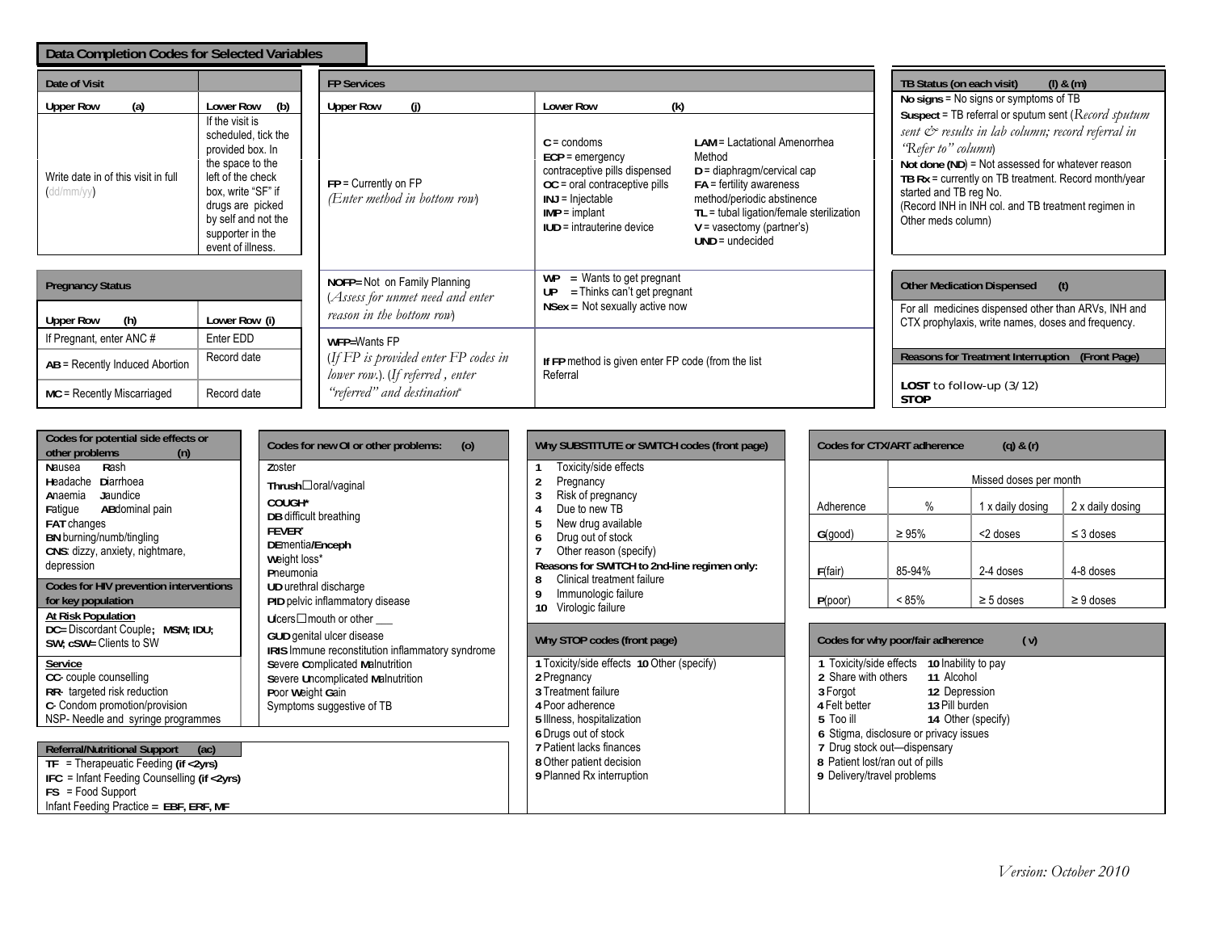## Data Completion Codes for Selected Variables

| Date of Visit | |
|---|---|
| **Upper Row (a)** | **Lower Row (b)** |
| Write date in of this visit in full (dd/mm/yy) | If the visit is scheduled, tick the provided box. In the space to the left of the check box, write "SF" if drugs are picked by self and not the supporter in the event of illness. |

| Pregnancy Status | |
|---|---|
| **Upper Row (h)** | **Lower Row (i)** |
| If Pregnant, enter ANC # | Enter EDD |
| **AB** = Recently Induced Abortion | Record date |
| **MC** = Recently Miscarriaged | Record date |

| FP Services | |
|---|---|
| **Upper Row (j)** | **Lower Row (k)** |
| **FP** = Currently on FP *(Enter method in bottom row)* | **C** = condoms; **ECP** = emergency contraceptive pills dispensed; **OC** = oral contraceptive pills; **INJ** = Injectable; **IMP** = implant; **IUD** = intrauterine device; **LAM** = Lactational Amenorrhea Method; **D** = diaphragm/cervical cap; **FA** = fertility awareness method/periodic abstinence; **TL** = tubal ligation/female sterilization; **V** = vasectomy (partner's); **UND** = undecided |
| **NOFP**= Not on Family Planning *(Assess for unmet need and enter reason in the bottom row)* | **WP** = Wants to get pregnant; **UP** = Thinks can't get pregnant; **NSex** = Not sexually active now |
| **WFP**=Wants FP *(If FP is provided enter FP codes in lower row:). (If referred, enter "referred" and destination*) | **If FP** method is given enter FP code (from the list Referral |

**TB Status (on each visit) (l) & (m)**

- **No signs** = No signs or symptoms of TB
- **Suspect** = TB referral or sputum sent (*Record sputum sent & results in lab column; record referral in "Refer to" column*)
- **Not done (ND)** = Not assessed for whatever reason
- **TB Rx** = currently on TB treatment. Record month/year started and TB reg No. (Record INH in INH col. and TB treatment regimen in Other meds column)

**Other Medication Dispensed (t)**

For all medicines dispensed other than ARVs, INH and CTX prophylaxis, write names, doses and frequency.

**Reasons for Treatment Interruption (Front Page)**

**LOST** to follow-up (3/12)
**STOP**

**Codes for potential side effects or other problems (n)**

- **N**ausea
- **R**ash
- **H**eadache
- **D**iarrhoea
- **A**naemia
- **J**aundice
- **F**atigue
- **AB**dominal pain
- **FAT** changes
- **BN** burning/numb/tingling
- **CNS**: dizzy, anxiety, nightmare, depression

**Codes for HIV prevention interventions for key population**

**At Risk Population**
**DC**= Discordant Couple; **MSM; IDU; SW; cSW**= Clients to SW

**Service**
- **CC**- couple counselling
- **RR**- targeted risk reduction
- **C**- Condom promotion/provision
- NSP- Needle and syringe programmes

**Codes for new OI or other problems: (o)**

- **Z**oster
- **Thrush**☐oral/vaginal
- **COUGH***
- **DB** difficult breathing
- **FEVER***
- **DE**mentia/**Enceph**
- **W**eight loss*
- **P**neumonia
- **UD** urethral discharge
- **PID** pelvic inflammatory disease
- **U**lcers☐mouth or other ___
- **GUD** genital ulcer disease
- **IRIS** Immune reconstitution inflammatory syndrome
- **S**evere **C**omplicated **M**alnutrition
- **S**evere **U**ncomplicated **M**alnutrition
- **P**oor **W**eight **G**ain
- Symptoms suggestive of TB

**Referral/Nutritional Support (ac)**

- **TF** = Therapeutic Feeding **(if <2yrs)**
- **IFC** = Infant Feeding Counselling **(if <2yrs)**
- **FS** = Food Support
- Infant Feeding Practice = **EBF, ERF, MF**

**Why SUBSTITUTE or SWITCH codes (front page)**

1. Toxicity/side effects
2. Pregnancy
3. Risk of pregnancy
4. Due to new TB
5. New drug available
6. Drug out of stock
7. Other reason (specify)

**Reasons for SWITCH to 2nd-line regimen only:**

8. Clinical treatment failure
9. Immunologic failure
10. Virologic failure

**Why STOP codes (front page)**

1. Toxicity/side effects
2. Pregnancy
3. Treatment failure
4. Poor adherence
5. Illness, hospitalization
6. Drugs out of stock
7. Patient lacks finances
8. Other patient decision
9. Planned Rx interruption
10. Other (specify)

**Codes for CTX/ART adherence (q) & (r)**

| | Missed doses per month | | |
|---|---|---|---|
| Adherence | % | 1 x daily dosing | 2 x daily dosing |
| **G**(good) | ≥ 95% | <2 doses | ≤ 3 doses |
| **F**(fair) | 85-94% | 2-4 doses | 4-8 doses |
| **P**(poor) | < 85% | ≥ 5 doses | ≥ 9 doses |

**Codes for why poor/fair adherence (v)**

1. Toxicity/side effects
2. Share with others
3. Forgot
4. Felt better
5. Too ill
6. Stigma, disclosure or privacy issues
7. Drug stock out—dispensary
8. Patient lost/ran out of pills
9. Delivery/travel problems
10. Inability to pay
11. Alcohol
12. Depression
13. Pill burden
14. Other (specify)

*Version: October 2010*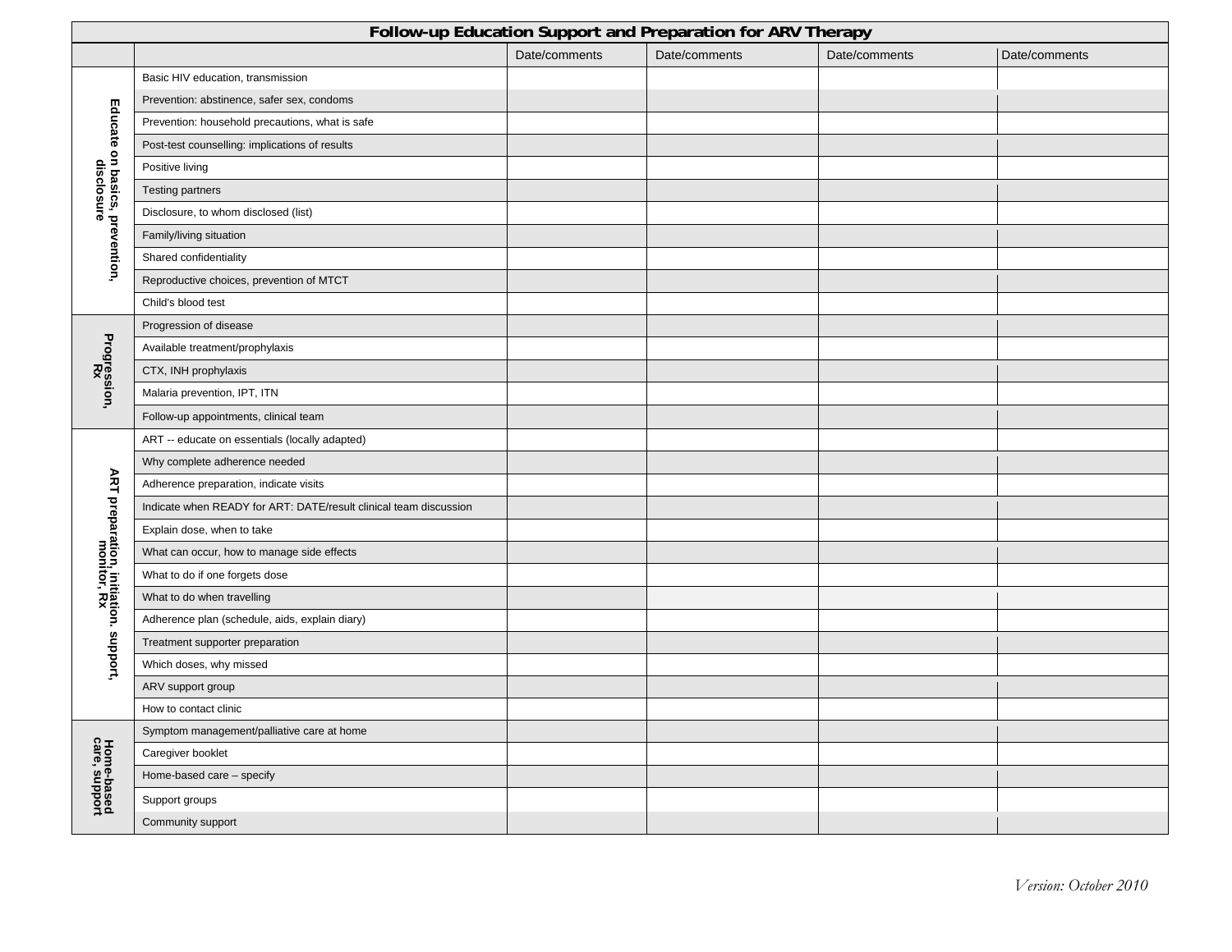| Follow-up Education Support and Preparation for ARV Therapy | | | | | |
|---|---|---|---|---|---|
| | | Date/comments | Date/comments | Date/comments | Date/comments |
| Educate on basics, prevention, disclosure | Basic HIV education, transmission | | | | |
| | Prevention: abstinence, safer sex, condoms | | | | |
| | Prevention: household precautions, what is safe | | | | |
| | Post-test counselling: implications of results | | | | |
| | Positive living | | | | |
| | Testing partners | | | | |
| | Disclosure, to whom disclosed (list) | | | | |
| | Family/living situation | | | | |
| | Shared confidentiality | | | | |
| | Reproductive choices, prevention of MTCT | | | | |
| | Child's blood test | | | | |
| Progression, Rx | Progression of disease | | | | |
| | Available treatment/prophylaxis | | | | |
| | CTX, INH prophylaxis | | | | |
| | Malaria prevention, IPT, ITN | | | | |
| | Follow-up appointments, clinical team | | | | |
| ART preparation, initiation. support, monitor, Rx | ART -- educate on essentials (locally adapted) | | | | |
| | Why complete adherence needed | | | | |
| | Adherence preparation, indicate visits | | | | |
| | Indicate when READY for ART: DATE/result clinical team discussion | | | | |
| | Explain dose, when to take | | | | |
| | What can occur, how to manage side effects | | | | |
| | What to do if one forgets dose | | | | |
| | What to do when travelling | | | | |
| | Adherence plan (schedule, aids, explain diary) | | | | |
| | Treatment supporter preparation | | | | |
| | Which doses, why missed | | | | |
| | ARV support group | | | | |
| | How to contact clinic | | | | |
| Home-based care, support | Symptom management/palliative care at home | | | | |
| | Caregiver booklet | | | | |
| | Home-based care – specify | | | | |
| | Support groups | | | | |
| | Community support | | | | |

*Version: October 2010*